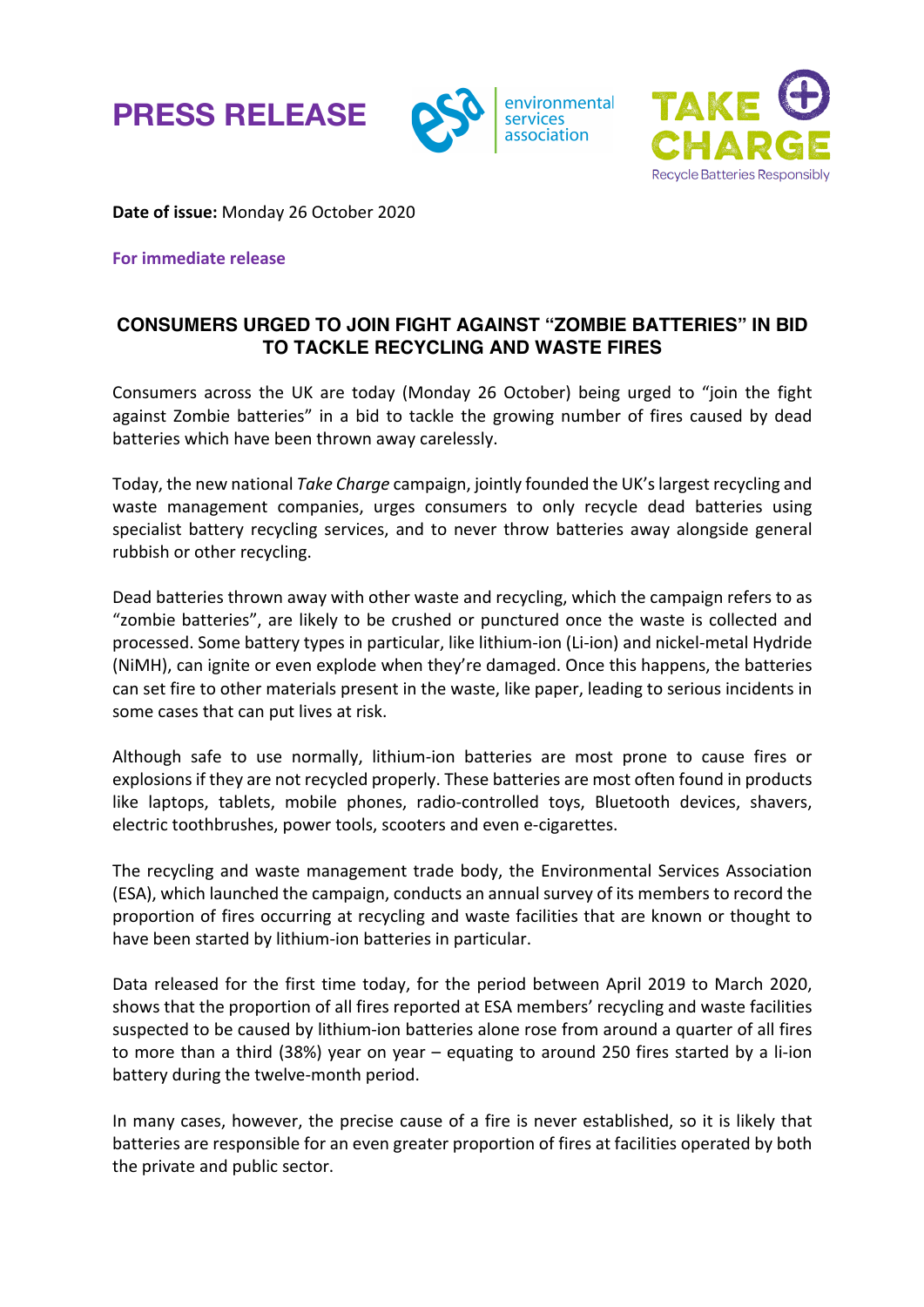# PRESS RELEASE

environmental services association

TAKE CHARGE
Recycle Batteries Responsibly

**Date of issue:** Monday 26 October 2020

**For immediate release**

## CONSUMERS URGED TO JOIN FIGHT AGAINST "ZOMBIE BATTERIES" IN BID TO TACKLE RECYCLING AND WASTE FIRES

Consumers across the UK are today (Monday 26 October) being urged to "join the fight against Zombie batteries" in a bid to tackle the growing number of fires caused by dead batteries which have been thrown away carelessly.

Today, the new national *Take Charge* campaign, jointly founded the UK's largest recycling and waste management companies, urges consumers to only recycle dead batteries using specialist battery recycling services, and to never throw batteries away alongside general rubbish or other recycling.

Dead batteries thrown away with other waste and recycling, which the campaign refers to as "zombie batteries", are likely to be crushed or punctured once the waste is collected and processed. Some battery types in particular, like lithium-ion (Li-ion) and nickel-metal Hydride (NiMH), can ignite or even explode when they're damaged. Once this happens, the batteries can set fire to other materials present in the waste, like paper, leading to serious incidents in some cases that can put lives at risk.

Although safe to use normally, lithium-ion batteries are most prone to cause fires or explosions if they are not recycled properly. These batteries are most often found in products like laptops, tablets, mobile phones, radio-controlled toys, Bluetooth devices, shavers, electric toothbrushes, power tools, scooters and even e-cigarettes.

The recycling and waste management trade body, the Environmental Services Association (ESA), which launched the campaign, conducts an annual survey of its members to record the proportion of fires occurring at recycling and waste facilities that are known or thought to have been started by lithium-ion batteries in particular.

Data released for the first time today, for the period between April 2019 to March 2020, shows that the proportion of all fires reported at ESA members' recycling and waste facilities suspected to be caused by lithium-ion batteries alone rose from around a quarter of all fires to more than a third (38%) year on year – equating to around 250 fires started by a li-ion battery during the twelve-month period.

In many cases, however, the precise cause of a fire is never established, so it is likely that batteries are responsible for an even greater proportion of fires at facilities operated by both the private and public sector.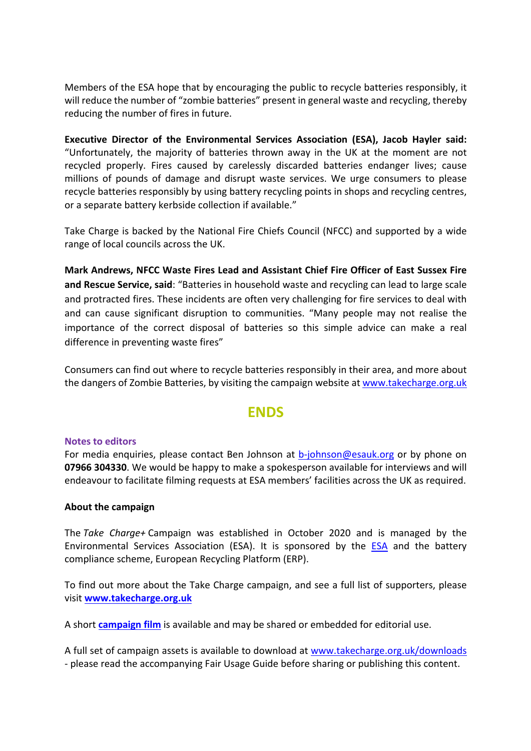Members of the ESA hope that by encouraging the public to recycle batteries responsibly, it will reduce the number of "zombie batteries" present in general waste and recycling, thereby reducing the number of fires in future.

**Executive Director of the Environmental Services Association (ESA), Jacob Hayler said:** "Unfortunately, the majority of batteries thrown away in the UK at the moment are not recycled properly. Fires caused by carelessly discarded batteries endanger lives; cause millions of pounds of damage and disrupt waste services. We urge consumers to please recycle batteries responsibly by using battery recycling points in shops and recycling centres, or a separate battery kerbside collection if available."

Take Charge is backed by the National Fire Chiefs Council (NFCC) and supported by a wide range of local councils across the UK.

**Mark Andrews, NFCC Waste Fires Lead and Assistant Chief Fire Officer of East Sussex Fire and Rescue Service, said**: "Batteries in household waste and recycling can lead to large scale and protracted fires. These incidents are often very challenging for fire services to deal with and can cause significant disruption to communities. "Many people may not realise the importance of the correct disposal of batteries so this simple advice can make a real difference in preventing waste fires"

Consumers can find out where to recycle batteries responsibly in their area, and more about the dangers of Zombie Batteries, by visiting the campaign website at www.takecharge.org.uk

## ENDS

### Notes to editors

For media enquiries, please contact Ben Johnson at b-johnson@esauk.org or by phone on **07966 304330**. We would be happy to make a spokesperson available for interviews and will endeavour to facilitate filming requests at ESA members' facilities across the UK as required.

**About the campaign**

The *Take Charge+* Campaign was established in October 2020 and is managed by the Environmental Services Association (ESA). It is sponsored by the ESA and the battery compliance scheme, European Recycling Platform (ERP).

To find out more about the Take Charge campaign, and see a full list of supporters, please visit **www.takecharge.org.uk**

A short **campaign film** is available and may be shared or embedded for editorial use.

A full set of campaign assets is available to download at www.takecharge.org.uk/downloads - please read the accompanying Fair Usage Guide before sharing or publishing this content.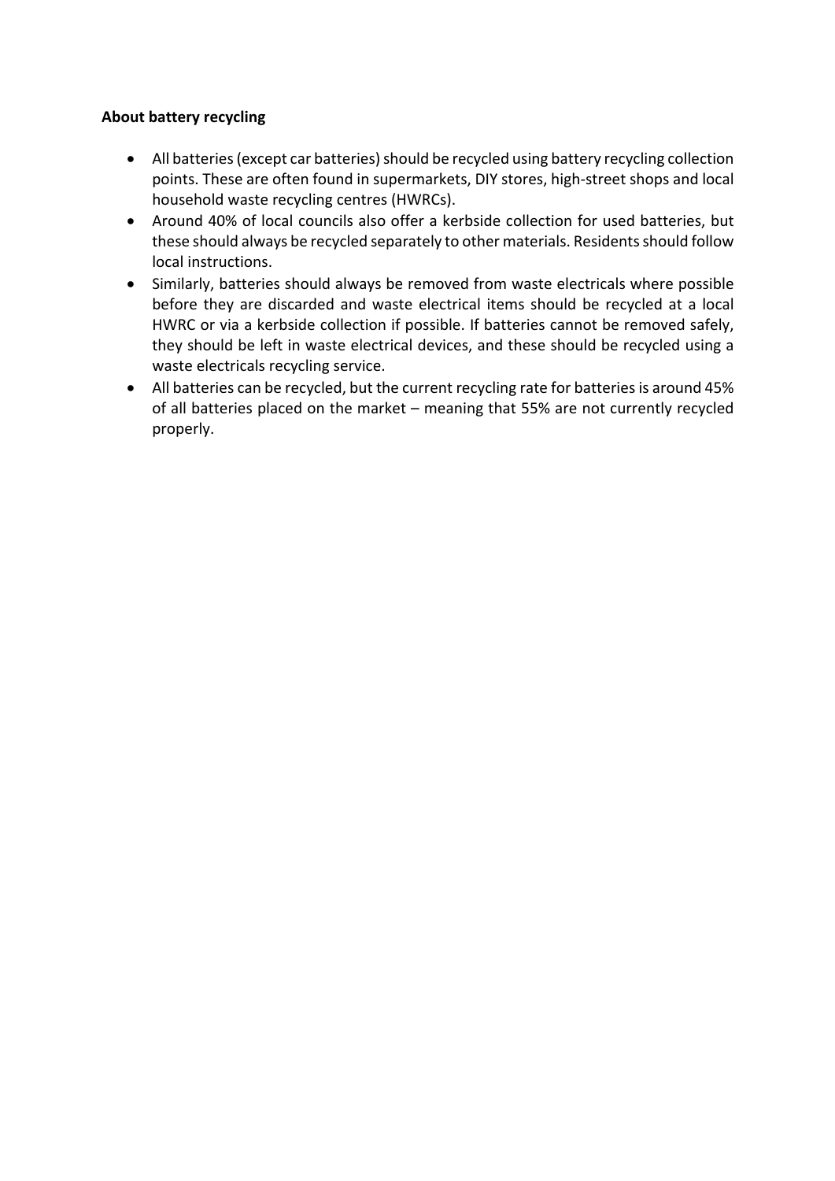**About battery recycling**

- All batteries (except car batteries) should be recycled using battery recycling collection points. These are often found in supermarkets, DIY stores, high-street shops and local household waste recycling centres (HWRCs).
- Around 40% of local councils also offer a kerbside collection for used batteries, but these should always be recycled separately to other materials. Residents should follow local instructions.
- Similarly, batteries should always be removed from waste electricals where possible before they are discarded and waste electrical items should be recycled at a local HWRC or via a kerbside collection if possible. If batteries cannot be removed safely, they should be left in waste electrical devices, and these should be recycled using a waste electricals recycling service.
- All batteries can be recycled, but the current recycling rate for batteries is around 45% of all batteries placed on the market – meaning that 55% are not currently recycled properly.